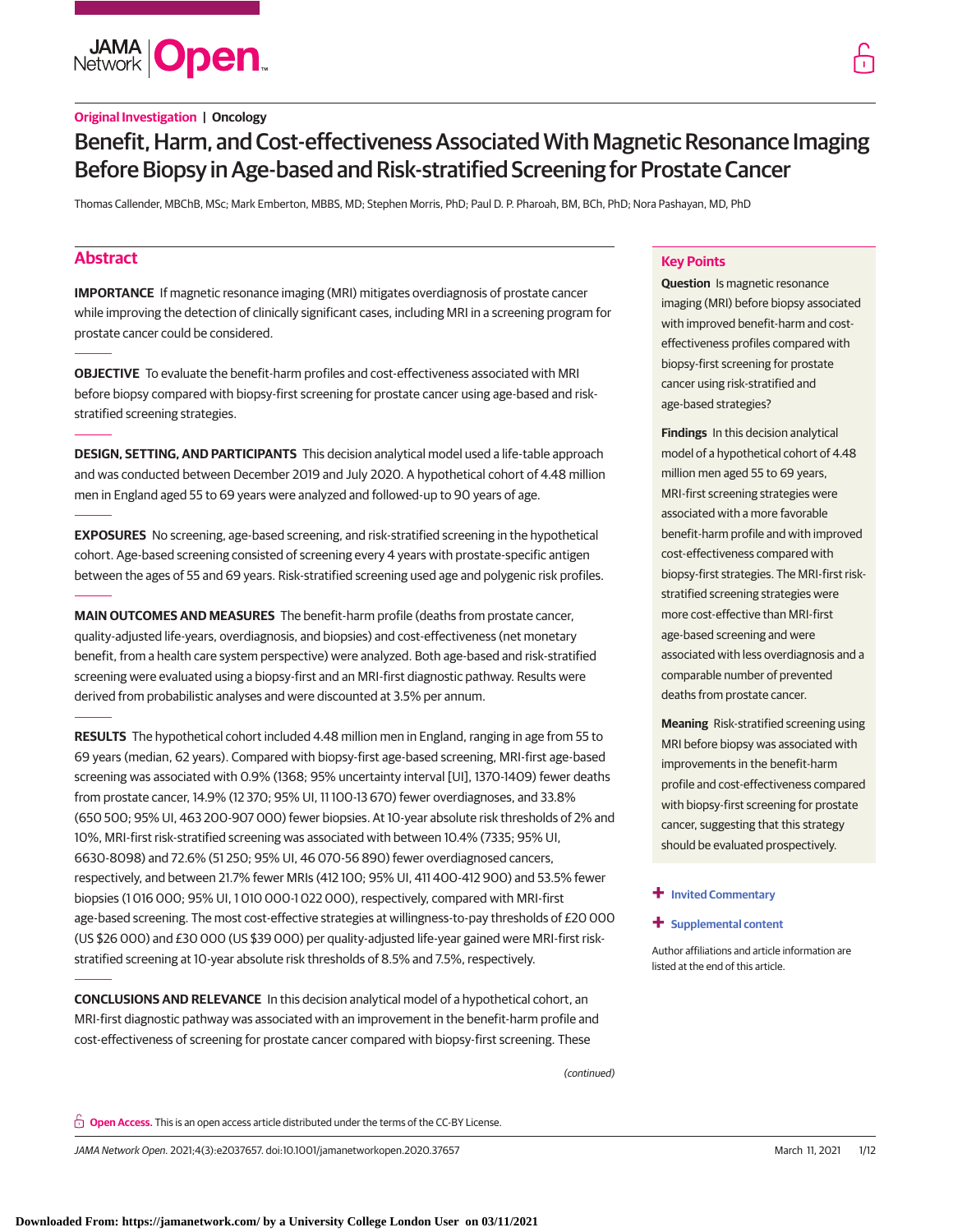Original Investigation | Oncology

# Benefit, Harm, and Cost-effectiveness Associated With Magnetic Resonance Imaging Before Biopsy in Age-based and Risk-stratified Screening for Prostate Cancer

Thomas Callender, MBChB, MSc; Mark Emberton, MBBS, MD; Stephen Morris, PhD; Paul D. P. Pharoah, BM, BCh, PhD; Nora Pashayan, MD, PhD

## Abstract

**IMPORTANCE** If magnetic resonance imaging (MRI) mitigates overdiagnosis of prostate cancer while improving the detection of clinically significant cases, including MRI in a screening program for prostate cancer could be considered.

**OBJECTIVE** To evaluate the benefit-harm profiles and cost-effectiveness associated with MRI before biopsy compared with biopsy-first screening for prostate cancer using age-based and risk-stratified screening strategies.

**DESIGN, SETTING, AND PARTICIPANTS** This decision analytical model used a life-table approach and was conducted between December 2019 and July 2020. A hypothetical cohort of 4.48 million men in England aged 55 to 69 years were analyzed and followed-up to 90 years of age.

**EXPOSURES** No screening, age-based screening, and risk-stratified screening in the hypothetical cohort. Age-based screening consisted of screening every 4 years with prostate-specific antigen between the ages of 55 and 69 years. Risk-stratified screening used age and polygenic risk profiles.

**MAIN OUTCOMES AND MEASURES** The benefit-harm profile (deaths from prostate cancer, quality-adjusted life-years, overdiagnosis, and biopsies) and cost-effectiveness (net monetary benefit, from a health care system perspective) were analyzed. Both age-based and risk-stratified screening were evaluated using a biopsy-first and an MRI-first diagnostic pathway. Results were derived from probabilistic analyses and were discounted at 3.5% per annum.

**RESULTS** The hypothetical cohort included 4.48 million men in England, ranging in age from 55 to 69 years (median, 62 years). Compared with biopsy-first age-based screening, MRI-first age-based screening was associated with 0.9% (1368; 95% uncertainty interval [UI], 1370-1409) fewer deaths from prostate cancer, 14.9% (12 370; 95% UI, 11 100-13 670) fewer overdiagnoses, and 33.8% (650 500; 95% UI, 463 200-907 000) fewer biopsies. At 10-year absolute risk thresholds of 2% and 10%, MRI-first risk-stratified screening was associated with between 10.4% (7335; 95% UI, 6630-8098) and 72.6% (51 250; 95% UI, 46 070-56 890) fewer overdiagnosed cancers, respectively, and between 21.7% fewer MRIs (412 100; 95% UI, 411 400-412 900) and 53.5% fewer biopsies (1 016 000; 95% UI, 1 010 000-1 022 000), respectively, compared with MRI-first age-based screening. The most cost-effective strategies at willingness-to-pay thresholds of £20 000 (US $26 000) and £30 000 (US $39 000) per quality-adjusted life-year gained were MRI-first risk-stratified screening at 10-year absolute risk thresholds of 8.5% and 7.5%, respectively.

**CONCLUSIONS AND RELEVANCE** In this decision analytical model of a hypothetical cohort, an MRI-first diagnostic pathway was associated with an improvement in the benefit-harm profile and cost-effectiveness of screening for prostate cancer compared with biopsy-first screening. These

*(continued)*

## Key Points

**Question** Is magnetic resonance imaging (MRI) before biopsy associated with improved benefit-harm and cost-effectiveness profiles compared with biopsy-first screening for prostate cancer using risk-stratified and age-based strategies?

**Findings** In this decision analytical model of a hypothetical cohort of 4.48 million men aged 55 to 69 years, MRI-first screening strategies were associated with a more favorable benefit-harm profile and with improved cost-effectiveness compared with biopsy-first strategies. The MRI-first risk-stratified screening strategies were more cost-effective than MRI-first age-based screening and were associated with less overdiagnosis and a comparable number of prevented deaths from prostate cancer.

**Meaning** Risk-stratified screening using MRI before biopsy was associated with improvements in the benefit-harm profile and cost-effectiveness compared with biopsy-first screening for prostate cancer, suggesting that this strategy should be evaluated prospectively.

+ Invited Commentary

+ Supplemental content

Author affiliations and article information are listed at the end of this article.

**Open Access.** This is an open access article distributed under the terms of the CC-BY License.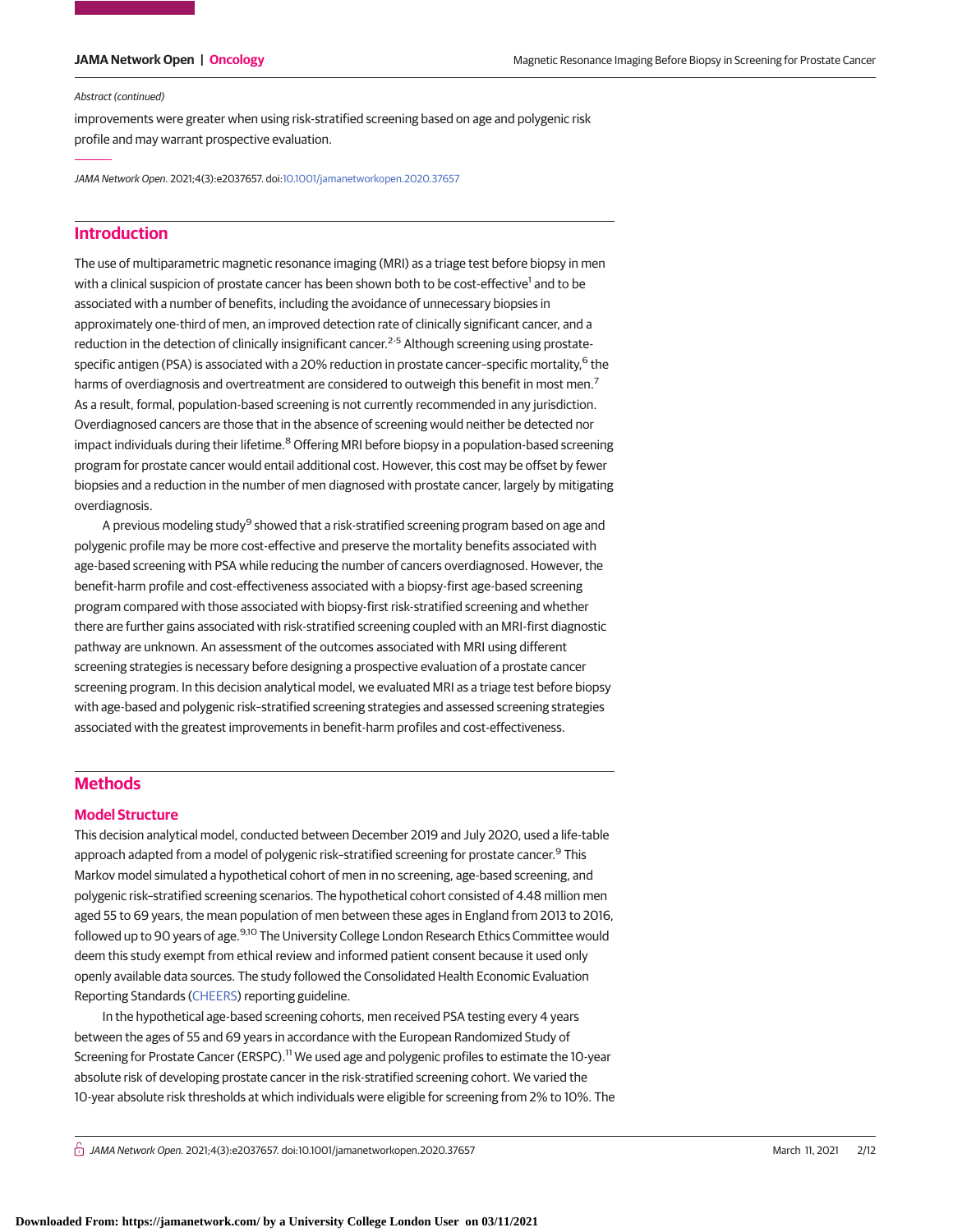Abstract (continued)

improvements were greater when using risk-stratified screening based on age and polygenic risk profile and may warrant prospective evaluation.

*JAMA Network Open*. 2021;4(3):e2037657. doi:10.1001/jamanetworkopen.2020.37657

## Introduction

The use of multiparametric magnetic resonance imaging (MRI) as a triage test before biopsy in men with a clinical suspicion of prostate cancer has been shown both to be cost-effective[1] and to be associated with a number of benefits, including the avoidance of unnecessary biopsies in approximately one-third of men, an improved detection rate of clinically significant cancer, and a reduction in the detection of clinically insignificant cancer.[2-5] Although screening using prostate-specific antigen (PSA) is associated with a 20% reduction in prostate cancer–specific mortality,[6] the harms of overdiagnosis and overtreatment are considered to outweigh this benefit in most men.[7] As a result, formal, population-based screening is not currently recommended in any jurisdiction. Overdiagnosed cancers are those that in the absence of screening would neither be detected nor impact individuals during their lifetime.[8] Offering MRI before biopsy in a population-based screening program for prostate cancer would entail additional cost. However, this cost may be offset by fewer biopsies and a reduction in the number of men diagnosed with prostate cancer, largely by mitigating overdiagnosis.

A previous modeling study[9] showed that a risk-stratified screening program based on age and polygenic profile may be more cost-effective and preserve the mortality benefits associated with age-based screening with PSA while reducing the number of cancers overdiagnosed. However, the benefit-harm profile and cost-effectiveness associated with a biopsy-first age-based screening program compared with those associated with biopsy-first risk-stratified screening and whether there are further gains associated with risk-stratified screening coupled with an MRI-first diagnostic pathway are unknown. An assessment of the outcomes associated with MRI using different screening strategies is necessary before designing a prospective evaluation of a prostate cancer screening program. In this decision analytical model, we evaluated MRI as a triage test before biopsy with age-based and polygenic risk–stratified screening strategies and assessed screening strategies associated with the greatest improvements in benefit-harm profiles and cost-effectiveness.

## Methods

### Model Structure

This decision analytical model, conducted between December 2019 and July 2020, used a life-table approach adapted from a model of polygenic risk–stratified screening for prostate cancer.[9] This Markov model simulated a hypothetical cohort of men in no screening, age-based screening, and polygenic risk–stratified screening scenarios. The hypothetical cohort consisted of 4.48 million men aged 55 to 69 years, the mean population of men between these ages in England from 2013 to 2016, followed up to 90 years of age.[9,10] The University College London Research Ethics Committee would deem this study exempt from ethical review and informed patient consent because it used only openly available data sources. The study followed the Consolidated Health Economic Evaluation Reporting Standards (CHEERS) reporting guideline.

In the hypothetical age-based screening cohorts, men received PSA testing every 4 years between the ages of 55 and 69 years in accordance with the European Randomized Study of Screening for Prostate Cancer (ERSPC).[11] We used age and polygenic profiles to estimate the 10-year absolute risk of developing prostate cancer in the risk-stratified screening cohort. We varied the 10-year absolute risk thresholds at which individuals were eligible for screening from 2% to 10%. The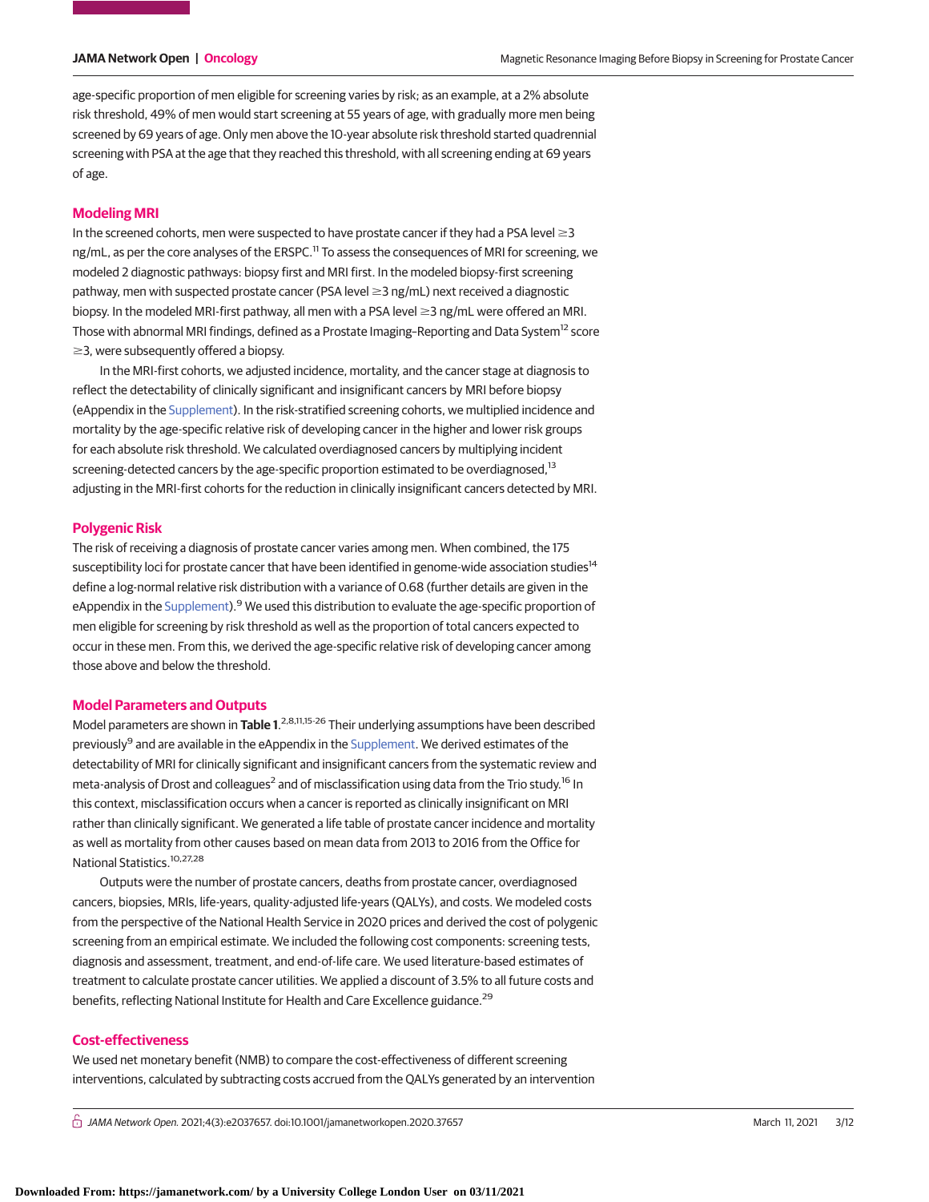age-specific proportion of men eligible for screening varies by risk; as an example, at a 2% absolute risk threshold, 49% of men would start screening at 55 years of age, with gradually more men being screened by 69 years of age. Only men above the 10-year absolute risk threshold started quadrennial screening with PSA at the age that they reached this threshold, with all screening ending at 69 years of age.

## Modeling MRI

In the screened cohorts, men were suspected to have prostate cancer if they had a PSA level ≥3 ng/mL, as per the core analyses of the ERSPC.[11] To assess the consequences of MRI for screening, we modeled 2 diagnostic pathways: biopsy first and MRI first. In the modeled biopsy-first screening pathway, men with suspected prostate cancer (PSA level ≥3 ng/mL) next received a diagnostic biopsy. In the modeled MRI-first pathway, all men with a PSA level ≥3 ng/mL were offered an MRI. Those with abnormal MRI findings, defined as a Prostate Imaging–Reporting and Data System[12] score ≥3, were subsequently offered a biopsy.

In the MRI-first cohorts, we adjusted incidence, mortality, and the cancer stage at diagnosis to reflect the detectability of clinically significant and insignificant cancers by MRI before biopsy (eAppendix in the Supplement). In the risk-stratified screening cohorts, we multiplied incidence and mortality by the age-specific relative risk of developing cancer in the higher and lower risk groups for each absolute risk threshold. We calculated overdiagnosed cancers by multiplying incident screening-detected cancers by the age-specific proportion estimated to be overdiagnosed,[13] adjusting in the MRI-first cohorts for the reduction in clinically insignificant cancers detected by MRI.

## Polygenic Risk

The risk of receiving a diagnosis of prostate cancer varies among men. When combined, the 175 susceptibility loci for prostate cancer that have been identified in genome-wide association studies[14] define a log-normal relative risk distribution with a variance of 0.68 (further details are given in the eAppendix in the Supplement).[9] We used this distribution to evaluate the age-specific proportion of men eligible for screening by risk threshold as well as the proportion of total cancers expected to occur in these men. From this, we derived the age-specific relative risk of developing cancer among those above and below the threshold.

## Model Parameters and Outputs

Model parameters are shown in **Table 1**.[2,8,11,15-26] Their underlying assumptions have been described previously[9] and are available in the eAppendix in the Supplement. We derived estimates of the detectability of MRI for clinically significant and insignificant cancers from the systematic review and meta-analysis of Drost and colleagues[2] and of misclassification using data from the Trio study.[16] In this context, misclassification occurs when a cancer is reported as clinically insignificant on MRI rather than clinically significant. We generated a life table of prostate cancer incidence and mortality as well as mortality from other causes based on mean data from 2013 to 2016 from the Office for National Statistics.[10,27,28]

Outputs were the number of prostate cancers, deaths from prostate cancer, overdiagnosed cancers, biopsies, MRIs, life-years, quality-adjusted life-years (QALYs), and costs. We modeled costs from the perspective of the National Health Service in 2020 prices and derived the cost of polygenic screening from an empirical estimate. We included the following cost components: screening tests, diagnosis and assessment, treatment, and end-of-life care. We used literature-based estimates of treatment to calculate prostate cancer utilities. We applied a discount of 3.5% to all future costs and benefits, reflecting National Institute for Health and Care Excellence guidance.[29]

## Cost-effectiveness

We used net monetary benefit (NMB) to compare the cost-effectiveness of different screening interventions, calculated by subtracting costs accrued from the QALYs generated by an intervention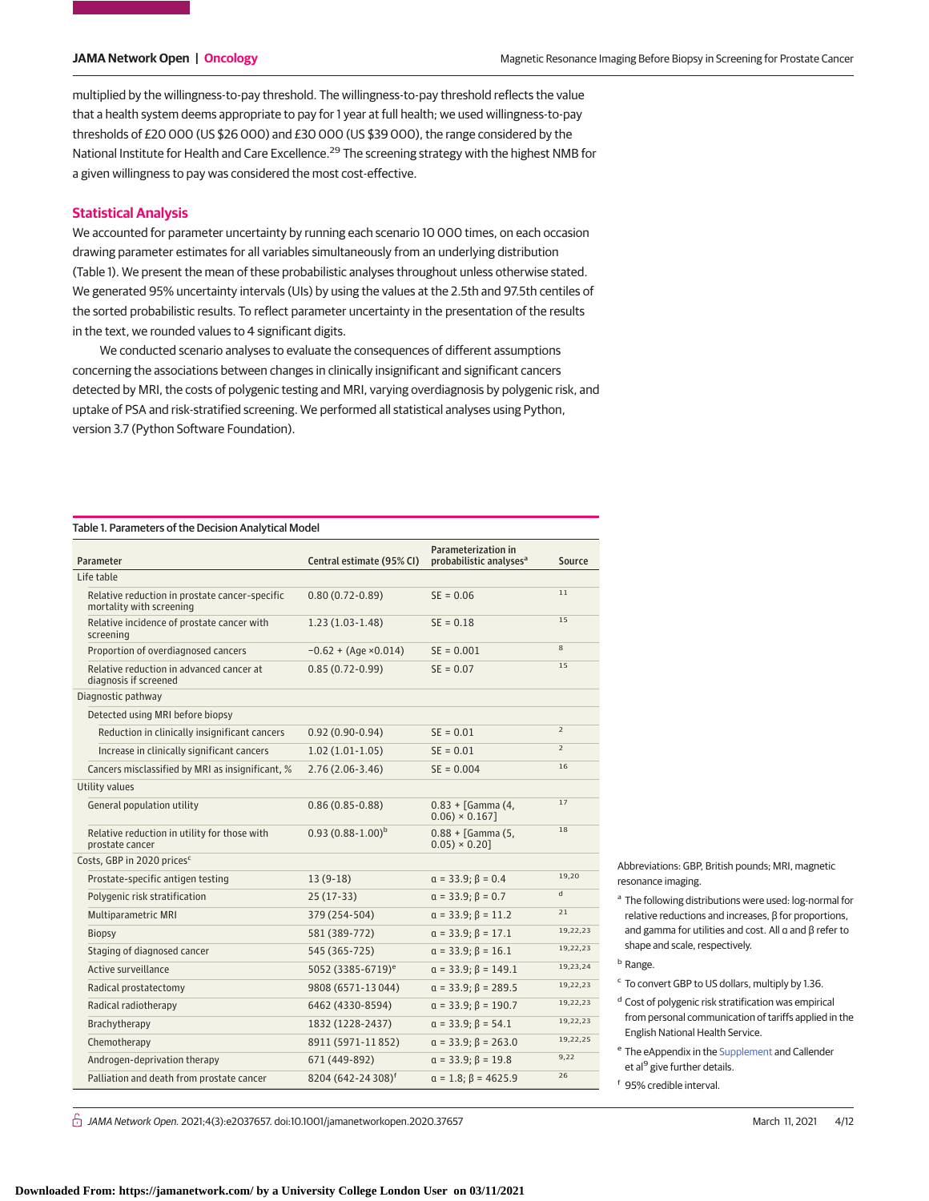multiplied by the willingness-to-pay threshold. The willingness-to-pay threshold reflects the value that a health system deems appropriate to pay for 1 year at full health; we used willingness-to-pay thresholds of £20 000 (US $26 000) and £30 000 (US $39 000), the range considered by the National Institute for Health and Care Excellence.[29] The screening strategy with the highest NMB for a given willingness to pay was considered the most cost-effective.

## Statistical Analysis

We accounted for parameter uncertainty by running each scenario 10 000 times, on each occasion drawing parameter estimates for all variables simultaneously from an underlying distribution (Table 1). We present the mean of these probabilistic analyses throughout unless otherwise stated. We generated 95% uncertainty intervals (UIs) by using the values at the 2.5th and 97.5th centiles of the sorted probabilistic results. To reflect parameter uncertainty in the presentation of the results in the text, we rounded values to 4 significant digits.

We conducted scenario analyses to evaluate the consequences of different assumptions concerning the associations between changes in clinically insignificant and significant cancers detected by MRI, the costs of polygenic testing and MRI, varying overdiagnosis by polygenic risk, and uptake of PSA and risk-stratified screening. We performed all statistical analyses using Python, version 3.7 (Python Software Foundation).

Table 1. Parameters of the Decision Analytical Model

| Parameter | Central estimate (95% CI) | Parameterization in probabilistic analyses[a] | Source |
|---|---|---|---|
| Life table | | | |
| Relative reduction in prostate cancer-specific mortality with screening | 0.80 (0.72-0.89) | SE = 0.06 | 11 |
| Relative incidence of prostate cancer with screening | 1.23 (1.03-1.48) | SE = 0.18 | 15 |
| Proportion of overdiagnosed cancers | −0.62 + (Age ×0.014) | SE = 0.001 | 8 |
| Relative reduction in advanced cancer at diagnosis if screened | 0.85 (0.72-0.99) | SE = 0.07 | 15 |
| Diagnostic pathway | | | |
| Detected using MRI before biopsy | | | |
| Reduction in clinically insignificant cancers | 0.92 (0.90-0.94) | SE = 0.01 | 2 |
| Increase in clinically significant cancers | 1.02 (1.01-1.05) | SE = 0.01 | 2 |
| Cancers misclassified by MRI as insignificant, % | 2.76 (2.06-3.46) | SE = 0.004 | 16 |
| Utility values | | | |
| General population utility | 0.86 (0.85-0.88) | 0.83 + [Gamma (4, 0.06) × 0.167] | 17 |
| Relative reduction in utility for those with prostate cancer | 0.93 (0.88-1.00)[b] | 0.88 + [Gamma (5, 0.05) × 0.20] | 18 |
| Costs, GBP in 2020 prices[c] | | | |
| Prostate-specific antigen testing | 13 (9-18) | α = 33.9; β = 0.4 | 19,20 |
| Polygenic risk stratification | 25 (17-33) | α = 33.9; β = 0.7 | d |
| Multiparametric MRI | 379 (254-504) | α = 33.9; β = 11.2 | 21 |
| Biopsy | 581 (389-772) | α = 33.9; β = 17.1 | 19,22,23 |
| Staging of diagnosed cancer | 545 (365-725) | α = 33.9; β = 16.1 | 19,22,23 |
| Active surveillance | 5052 (3385-6719)[e] | α = 33.9; β = 149.1 | 19,23,24 |
| Radical prostatectomy | 9808 (6571-13 044) | α = 33.9; β = 289.5 | 19,22,23 |
| Radical radiotherapy | 6462 (4330-8594) | α = 33.9; β = 190.7 | 19,22,23 |
| Brachytherapy | 1832 (1228-2437) | α = 33.9; β = 54.1 | 19,22,23 |
| Chemotherapy | 8911 (5971-11 852) | α = 33.9; β = 263.0 | 19,22,25 |
| Androgen-deprivation therapy | 671 (449-892) | α = 33.9; β = 19.8 | 9,22 |
| Palliation and death from prostate cancer | 8204 (642-24 308)[f] | α = 1.8; β = 4625.9 | 26 |

Abbreviations: GBP, British pounds; MRI, magnetic resonance imaging.

[a] The following distributions were used: log-normal for relative reductions and increases, β for proportions, and gamma for utilities and cost. All α and β refer to shape and scale, respectively.

[b] Range.

[c] To convert GBP to US dollars, multiply by 1.36.

[d] Cost of polygenic risk stratification was empirical from personal communication of tariffs applied in the English National Health Service.

[e] The eAppendix in the Supplement and Callender et al[9] give further details.

[f] 95% credible interval.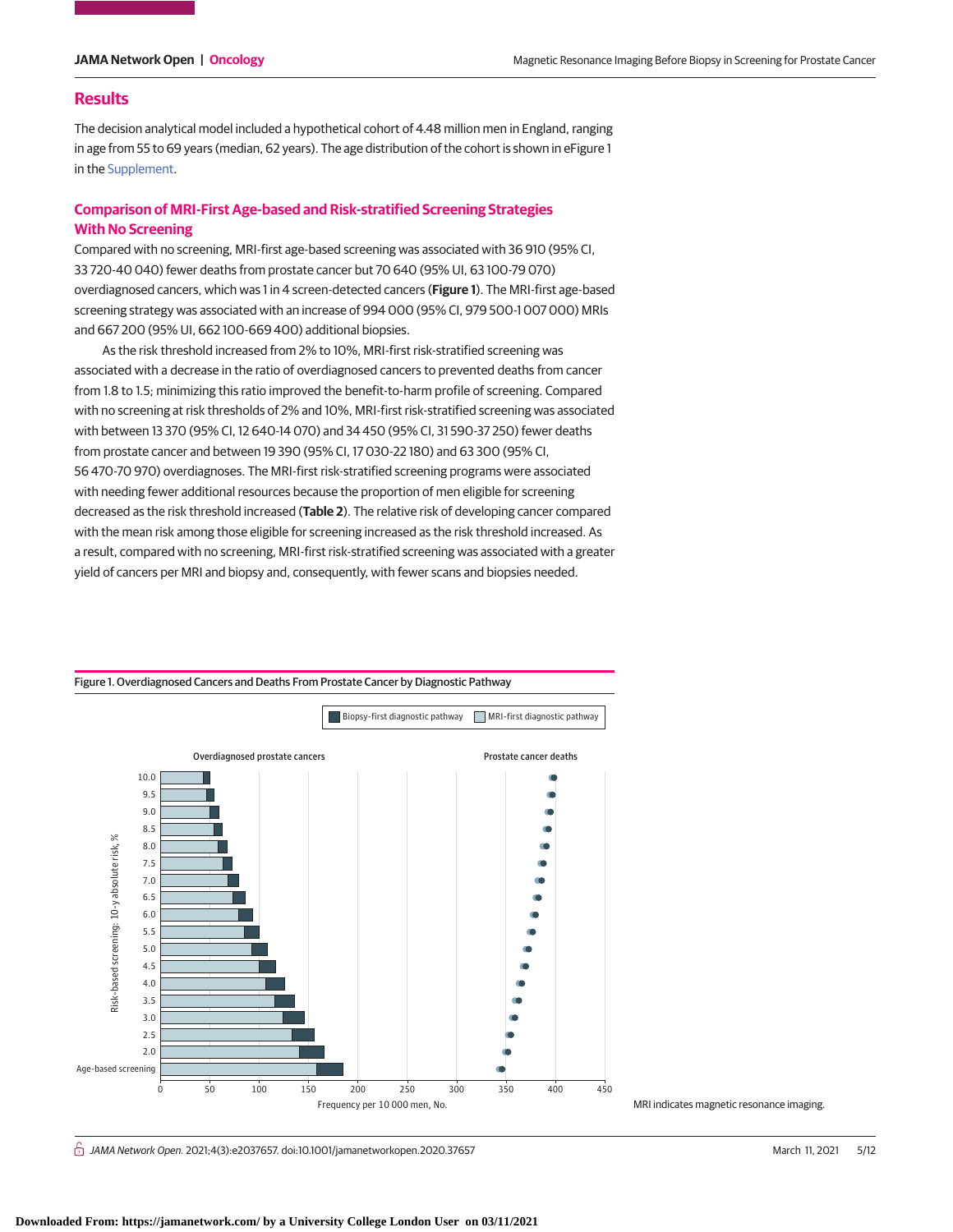## Results

The decision analytical model included a hypothetical cohort of 4.48 million men in England, ranging in age from 55 to 69 years (median, 62 years). The age distribution of the cohort is shown in eFigure 1 in the Supplement.

### Comparison of MRI-First Age-based and Risk-stratified Screening Strategies With No Screening

Compared with no screening, MRI-first age-based screening was associated with 36 910 (95% CI, 33 720-40 040) fewer deaths from prostate cancer but 70 640 (95% UI, 63 100-79 070) overdiagnosed cancers, which was 1 in 4 screen-detected cancers (**Figure 1**). The MRI-first age-based screening strategy was associated with an increase of 994 000 (95% CI, 979 500-1 007 000) MRIs and 667 200 (95% UI, 662 100-669 400) additional biopsies.

As the risk threshold increased from 2% to 10%, MRI-first risk-stratified screening was associated with a decrease in the ratio of overdiagnosed cancers to prevented deaths from cancer from 1.8 to 1.5; minimizing this ratio improved the benefit-to-harm profile of screening. Compared with no screening at risk thresholds of 2% and 10%, MRI-first risk-stratified screening was associated with between 13 370 (95% CI, 12 640-14 070) and 34 450 (95% CI, 31 590-37 250) fewer deaths from prostate cancer and between 19 390 (95% CI, 17 030-22 180) and 63 300 (95% CI, 56 470-70 970) overdiagnoses. The MRI-first risk-stratified screening programs were associated with needing fewer additional resources because the proportion of men eligible for screening decreased as the risk threshold increased (**Table 2**). The relative risk of developing cancer compared with the mean risk among those eligible for screening increased as the risk threshold increased. As a result, compared with no screening, MRI-first risk-stratified screening was associated with a greater yield of cancers per MRI and biopsy and, consequently, with fewer scans and biopsies needed.

Figure 1. Overdiagnosed Cancers and Deaths From Prostate Cancer by Diagnostic Pathway

MRI indicates magnetic resonance imaging.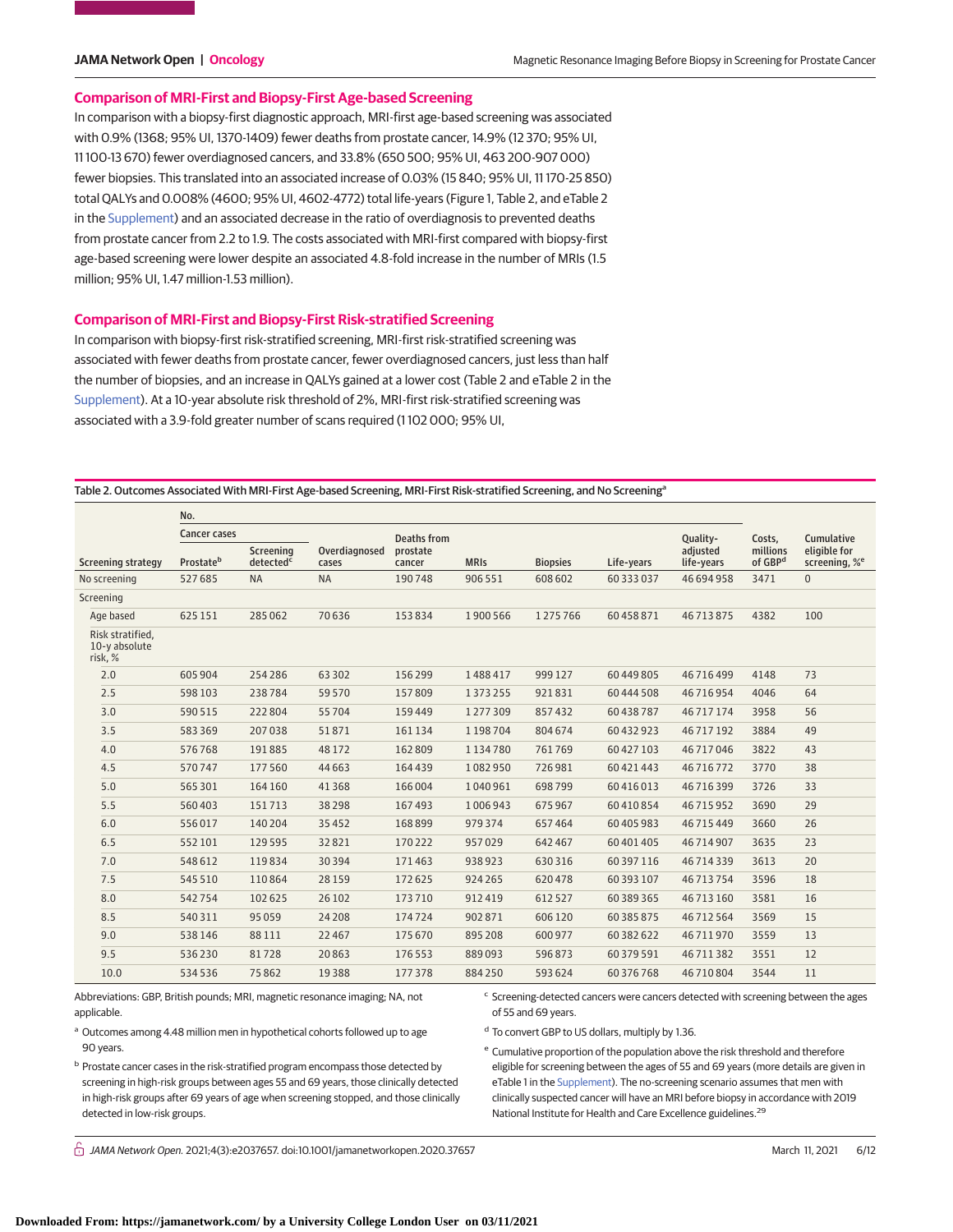### Comparison of MRI-First and Biopsy-First Age-based Screening

In comparison with a biopsy-first diagnostic approach, MRI-first age-based screening was associated with 0.9% (1368; 95% UI, 1370-1409) fewer deaths from prostate cancer, 14.9% (12 370; 95% UI, 11 100-13 670) fewer overdiagnosed cancers, and 33.8% (650 500; 95% UI, 463 200-907 000) fewer biopsies. This translated into an associated increase of 0.03% (15 840; 95% UI, 11 170-25 850) total QALYs and 0.008% (4600; 95% UI, 4602-4772) total life-years (Figure 1, Table 2, and eTable 2 in the Supplement) and an associated decrease in the ratio of overdiagnosis to prevented deaths from prostate cancer from 2.2 to 1.9. The costs associated with MRI-first compared with biopsy-first age-based screening were lower despite an associated 4.8-fold increase in the number of MRIs (1.5 million; 95% UI, 1.47 million-1.53 million).

### Comparison of MRI-First and Biopsy-First Risk-stratified Screening

In comparison with biopsy-first risk-stratified screening, MRI-first risk-stratified screening was associated with fewer deaths from prostate cancer, fewer overdiagnosed cancers, just less than half the number of biopsies, and an increase in QALYs gained at a lower cost (Table 2 and eTable 2 in the Supplement). At a 10-year absolute risk threshold of 2%, MRI-first risk-stratified screening was associated with a 3.9-fold greater number of scans required (1 102 000; 95% UI,

Table 2. Outcomes Associated With MRI-First Age-based Screening, MRI-First Risk-stratified Screening, and No Screening[a]

| | No. | | | | | | | | | | |
|---|---|---|---|---|---|---|---|---|---|---|---|
| | Cancer cases | | | | | | | | | | |
| Screening strategy | Prostate[b] | Screening detected[c] | Overdiagnosed cases | Deaths from prostate cancer | MRIs | Biopsies | Life-years | Quality-adjusted life-years | Costs, millions of GBP[d] | Cumulative eligible for screening, %[e] |
| No screening | 527 685 | NA | NA | 190 748 | 906 551 | 608 602 | 60 333 037 | 46 694 958 | 3471 | 0 |
| Screening | | | | | | | | | | |
| Age based | 625 151 | 285 062 | 70 636 | 153 834 | 1 900 566 | 1 275 766 | 60 458 871 | 46 713 875 | 4382 | 100 |
| Risk stratified, 10-y absolute risk, % | | | | | | | | | | |
| 2.0 | 605 904 | 254 286 | 63 302 | 156 299 | 1 488 417 | 999 127 | 60 449 805 | 46 716 499 | 4148 | 73 |
| 2.5 | 598 103 | 238 784 | 59 570 | 157 809 | 1 373 255 | 921 831 | 60 444 508 | 46 716 954 | 4046 | 64 |
| 3.0 | 590 515 | 222 804 | 55 704 | 159 449 | 1 277 309 | 857 432 | 60 438 787 | 46 717 174 | 3958 | 56 |
| 3.5 | 583 369 | 207 038 | 51 871 | 161 134 | 1 198 704 | 804 674 | 60 432 923 | 46 717 192 | 3884 | 49 |
| 4.0 | 576 768 | 191 885 | 48 172 | 162 809 | 1 134 780 | 761 769 | 60 427 103 | 46 717 046 | 3822 | 43 |
| 4.5 | 570 747 | 177 560 | 44 663 | 164 439 | 1 082 950 | 726 981 | 60 421 443 | 46 716 772 | 3770 | 38 |
| 5.0 | 565 301 | 164 160 | 41 368 | 166 004 | 1 040 961 | 698 799 | 60 416 013 | 46 716 399 | 3726 | 33 |
| 5.5 | 560 403 | 151 713 | 38 298 | 167 493 | 1 006 943 | 675 967 | 60 410 854 | 46 715 952 | 3690 | 29 |
| 6.0 | 556 017 | 140 204 | 35 452 | 168 899 | 979 374 | 657 464 | 60 405 983 | 46 715 449 | 3660 | 26 |
| 6.5 | 552 101 | 129 595 | 32 821 | 170 222 | 957 029 | 642 467 | 60 401 405 | 46 714 907 | 3635 | 23 |
| 7.0 | 548 612 | 119 834 | 30 394 | 171 463 | 938 923 | 630 316 | 60 397 116 | 46 714 339 | 3613 | 20 |
| 7.5 | 545 510 | 110 864 | 28 159 | 172 625 | 924 265 | 620 478 | 60 393 107 | 46 713 754 | 3596 | 18 |
| 8.0 | 542 754 | 102 625 | 26 102 | 173 710 | 912 419 | 612 527 | 60 389 365 | 46 713 160 | 3581 | 16 |
| 8.5 | 540 311 | 95 059 | 24 208 | 174 724 | 902 871 | 606 120 | 60 385 875 | 46 712 564 | 3569 | 15 |
| 9.0 | 538 146 | 88 111 | 22 467 | 175 670 | 895 208 | 600 977 | 60 382 622 | 46 711 970 | 3559 | 13 |
| 9.5 | 536 230 | 81 728 | 20 863 | 176 553 | 889 093 | 596 873 | 60 379 591 | 46 711 382 | 3551 | 12 |
| 10.0 | 534 536 | 75 862 | 19 388 | 177 378 | 884 250 | 593 624 | 60 376 768 | 46 710 804 | 3544 | 11 |

Abbreviations: GBP, British pounds; MRI, magnetic resonance imaging; NA, not applicable.

[a] Outcomes among 4.48 million men in hypothetical cohorts followed up to age 90 years.

[b] Prostate cancer cases in the risk-stratified program encompass those detected by screening in high-risk groups between ages 55 and 69 years, those clinically detected in high-risk groups after 69 years of age when screening stopped, and those clinically detected in low-risk groups.

[c] Screening-detected cancers were cancers detected with screening between the ages of 55 and 69 years.

[d] To convert GBP to US dollars, multiply by 1.36.

[e] Cumulative proportion of the population above the risk threshold and therefore eligible for screening between the ages of 55 and 69 years (more details are given in eTable 1 in the Supplement). The no-screening scenario assumes that men with clinically suspected cancer will have an MRI before biopsy in accordance with 2019 National Institute for Health and Care Excellence guidelines.[29]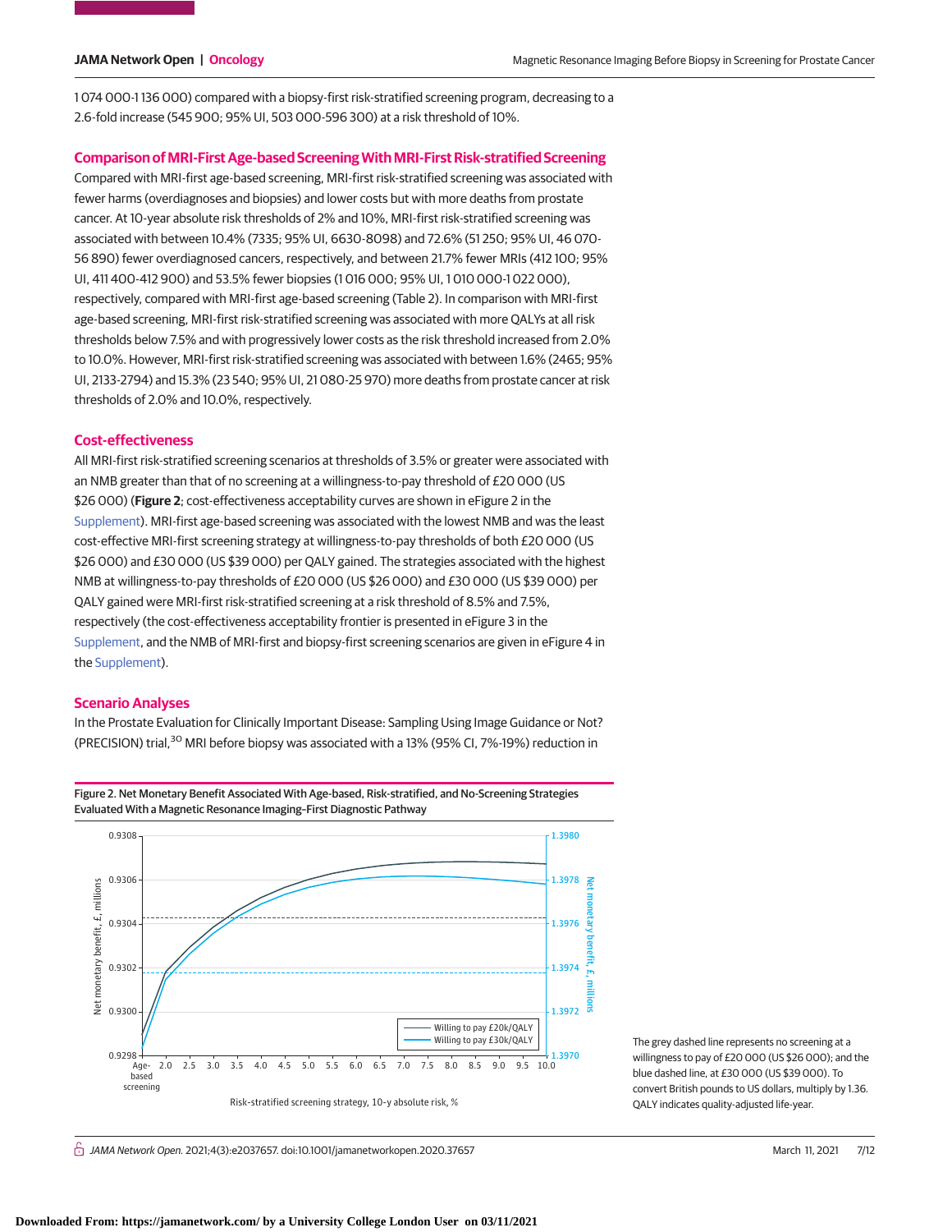1 074 000-1 136 000) compared with a biopsy-first risk-stratified screening program, decreasing to a 2.6-fold increase (545 900; 95% UI, 503 000-596 300) at a risk threshold of 10%.

## Comparison of MRI-First Age-based Screening With MRI-First Risk-stratified Screening

Compared with MRI-first age-based screening, MRI-first risk-stratified screening was associated with fewer harms (overdiagnoses and biopsies) and lower costs but with more deaths from prostate cancer. At 10-year absolute risk thresholds of 2% and 10%, MRI-first risk-stratified screening was associated with between 10.4% (7335; 95% UI, 6630-8098) and 72.6% (51 250; 95% UI, 46 070-56 890) fewer overdiagnosed cancers, respectively, and between 21.7% fewer MRIs (412 100; 95% UI, 411 400-412 900) and 53.5% fewer biopsies (1 016 000; 95% UI, 1 010 000-1 022 000), respectively, compared with MRI-first age-based screening (Table 2). In comparison with MRI-first age-based screening, MRI-first risk-stratified screening was associated with more QALYs at all risk thresholds below 7.5% and with progressively lower costs as the risk threshold increased from 2.0% to 10.0%. However, MRI-first risk-stratified screening was associated with between 1.6% (2465; 95% UI, 2133-2794) and 15.3% (23 540; 95% UI, 21 080-25 970) more deaths from prostate cancer at risk thresholds of 2.0% and 10.0%, respectively.

## Cost-effectiveness

All MRI-first risk-stratified screening scenarios at thresholds of 3.5% or greater were associated with an NMB greater than that of no screening at a willingness-to-pay threshold of £20 000 (US $26 000) (**Figure 2**; cost-effectiveness acceptability curves are shown in eFigure 2 in the Supplement). MRI-first age-based screening was associated with the lowest NMB and was the least cost-effective MRI-first screening strategy at willingness-to-pay thresholds of both £20 000 (US $26 000) and £30 000 (US $39 000) per QALY gained. The strategies associated with the highest NMB at willingness-to-pay thresholds of £20 000 (US $26 000) and £30 000 (US $39 000) per QALY gained were MRI-first risk-stratified screening at a risk threshold of 8.5% and 7.5%, respectively (the cost-effectiveness acceptability frontier is presented in eFigure 3 in the Supplement, and the NMB of MRI-first and biopsy-first screening scenarios are given in eFigure 4 in the Supplement).

## Scenario Analyses

In the Prostate Evaluation for Clinically Important Disease: Sampling Using Image Guidance or Not? (PRECISION) trial,[30] MRI before biopsy was associated with a 13% (95% CI, 7%-19%) reduction in

Figure 2. Net Monetary Benefit Associated With Age-based, Risk-stratified, and No-Screening Strategies Evaluated With a Magnetic Resonance Imaging–First Diagnostic Pathway

The grey dashed line represents no screening at a willingness to pay of £20 000 (US $26 000); and the blue dashed line, at £30 000 (US $39 000). To convert British pounds to US dollars, multiply by 1.36. QALY indicates quality-adjusted life-year.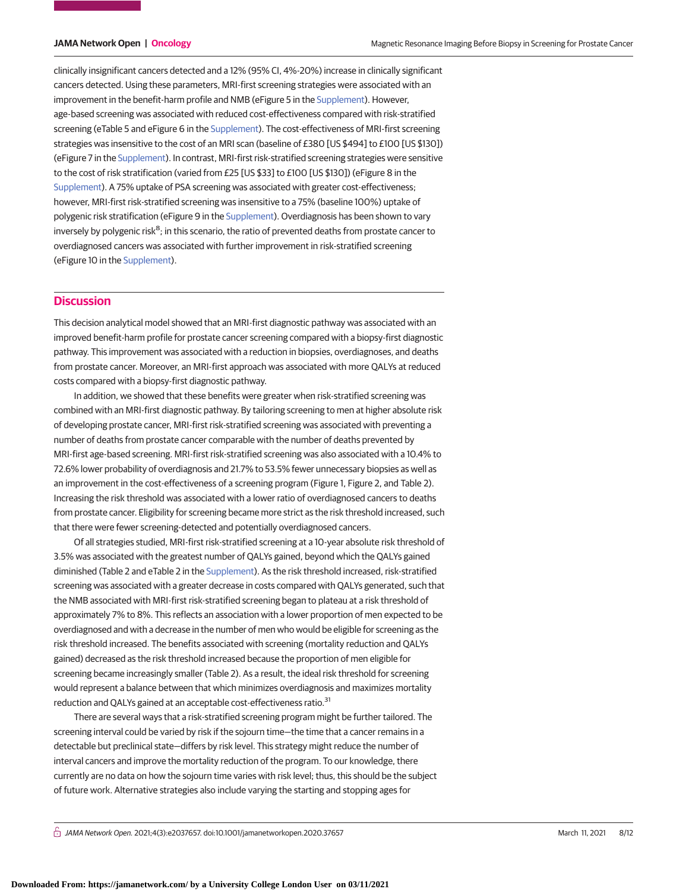clinically insignificant cancers detected and a 12% (95% CI, 4%-20%) increase in clinically significant cancers detected. Using these parameters, MRI-first screening strategies were associated with an improvement in the benefit-harm profile and NMB (eFigure 5 in the Supplement). However, age-based screening was associated with reduced cost-effectiveness compared with risk-stratified screening (eTable 5 and eFigure 6 in the Supplement). The cost-effectiveness of MRI-first screening strategies was insensitive to the cost of an MRI scan (baseline of £380 [US $494] to £100 [US $130]) (eFigure 7 in the Supplement). In contrast, MRI-first risk-stratified screening strategies were sensitive to the cost of risk stratification (varied from £25 [US $33] to £100 [US $130]) (eFigure 8 in the Supplement). A 75% uptake of PSA screening was associated with greater cost-effectiveness; however, MRI-first risk-stratified screening was insensitive to a 75% (baseline 100%) uptake of polygenic risk stratification (eFigure 9 in the Supplement). Overdiagnosis has been shown to vary inversely by polygenic risk[8]; in this scenario, the ratio of prevented deaths from prostate cancer to overdiagnosed cancers was associated with further improvement in risk-stratified screening (eFigure 10 in the Supplement).

## Discussion

This decision analytical model showed that an MRI-first diagnostic pathway was associated with an improved benefit-harm profile for prostate cancer screening compared with a biopsy-first diagnostic pathway. This improvement was associated with a reduction in biopsies, overdiagnoses, and deaths from prostate cancer. Moreover, an MRI-first approach was associated with more QALYs at reduced costs compared with a biopsy-first diagnostic pathway.

In addition, we showed that these benefits were greater when risk-stratified screening was combined with an MRI-first diagnostic pathway. By tailoring screening to men at higher absolute risk of developing prostate cancer, MRI-first risk-stratified screening was associated with preventing a number of deaths from prostate cancer comparable with the number of deaths prevented by MRI-first age-based screening. MRI-first risk-stratified screening was also associated with a 10.4% to 72.6% lower probability of overdiagnosis and 21.7% to 53.5% fewer unnecessary biopsies as well as an improvement in the cost-effectiveness of a screening program (Figure 1, Figure 2, and Table 2). Increasing the risk threshold was associated with a lower ratio of overdiagnosed cancers to deaths from prostate cancer. Eligibility for screening became more strict as the risk threshold increased, such that there were fewer screening-detected and potentially overdiagnosed cancers.

Of all strategies studied, MRI-first risk-stratified screening at a 10-year absolute risk threshold of 3.5% was associated with the greatest number of QALYs gained, beyond which the QALYs gained diminished (Table 2 and eTable 2 in the Supplement). As the risk threshold increased, risk-stratified screening was associated with a greater decrease in costs compared with QALYs generated, such that the NMB associated with MRI-first risk-stratified screening began to plateau at a risk threshold of approximately 7% to 8%. This reflects an association with a lower proportion of men expected to be overdiagnosed and with a decrease in the number of men who would be eligible for screening as the risk threshold increased. The benefits associated with screening (mortality reduction and QALYs gained) decreased as the risk threshold increased because the proportion of men eligible for screening became increasingly smaller (Table 2). As a result, the ideal risk threshold for screening would represent a balance between that which minimizes overdiagnosis and maximizes mortality reduction and QALYs gained at an acceptable cost-effectiveness ratio.[31]

There are several ways that a risk-stratified screening program might be further tailored. The screening interval could be varied by risk if the sojourn time—the time that a cancer remains in a detectable but preclinical state—differs by risk level. This strategy might reduce the number of interval cancers and improve the mortality reduction of the program. To our knowledge, there currently are no data on how the sojourn time varies with risk level; thus, this should be the subject of future work. Alternative strategies also include varying the starting and stopping ages for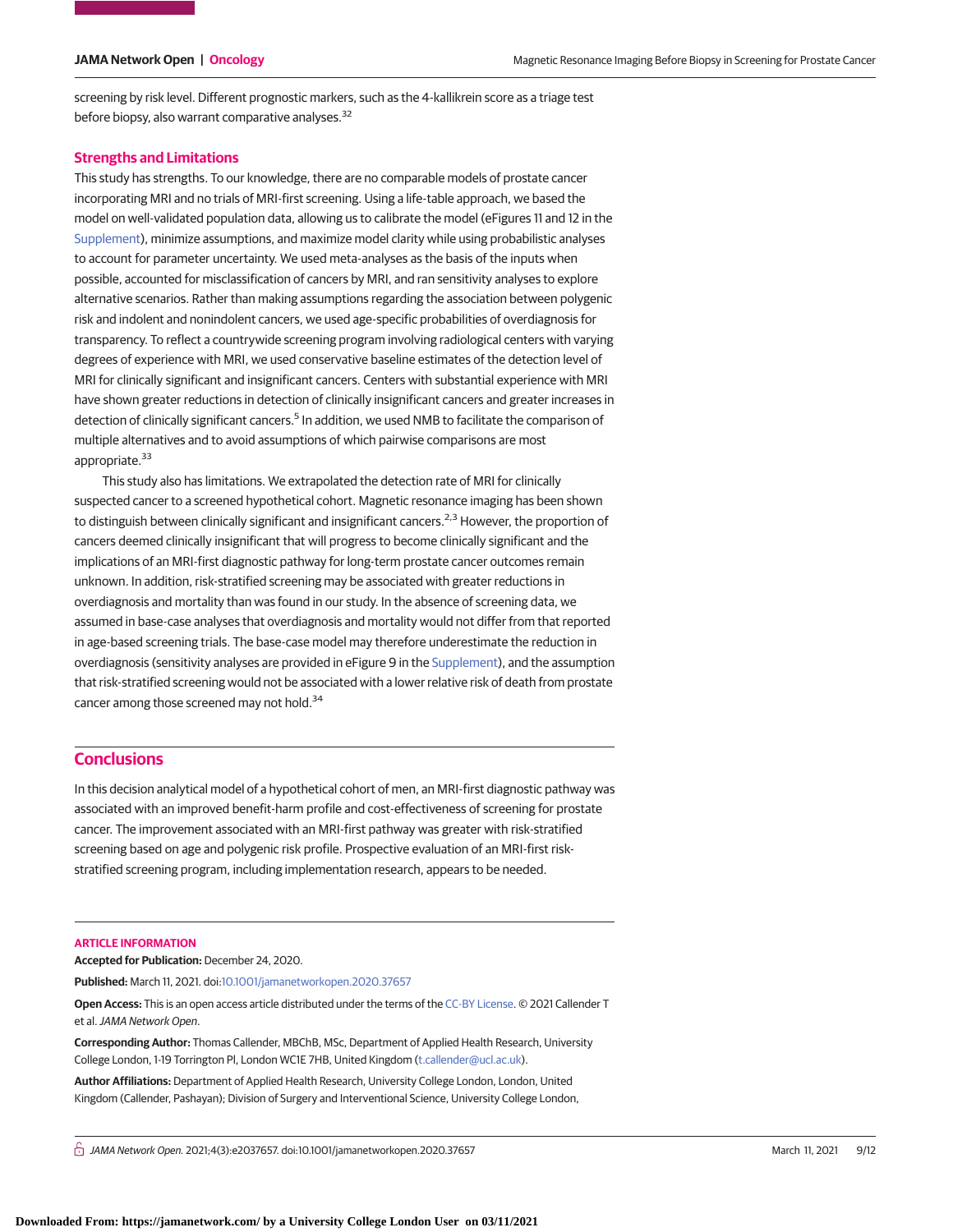screening by risk level. Different prognostic markers, such as the 4-kallikrein score as a triage test before biopsy, also warrant comparative analyses.[32]

### Strengths and Limitations

This study has strengths. To our knowledge, there are no comparable models of prostate cancer incorporating MRI and no trials of MRI-first screening. Using a life-table approach, we based the model on well-validated population data, allowing us to calibrate the model (eFigures 11 and 12 in the Supplement), minimize assumptions, and maximize model clarity while using probabilistic analyses to account for parameter uncertainty. We used meta-analyses as the basis of the inputs when possible, accounted for misclassification of cancers by MRI, and ran sensitivity analyses to explore alternative scenarios. Rather than making assumptions regarding the association between polygenic risk and indolent and nonindolent cancers, we used age-specific probabilities of overdiagnosis for transparency. To reflect a countrywide screening program involving radiological centers with varying degrees of experience with MRI, we used conservative baseline estimates of the detection level of MRI for clinically significant and insignificant cancers. Centers with substantial experience with MRI have shown greater reductions in detection of clinically insignificant cancers and greater increases in detection of clinically significant cancers.[5] In addition, we used NMB to facilitate the comparison of multiple alternatives and to avoid assumptions of which pairwise comparisons are most appropriate.[33]

This study also has limitations. We extrapolated the detection rate of MRI for clinically suspected cancer to a screened hypothetical cohort. Magnetic resonance imaging has been shown to distinguish between clinically significant and insignificant cancers.[2,3] However, the proportion of cancers deemed clinically insignificant that will progress to become clinically significant and the implications of an MRI-first diagnostic pathway for long-term prostate cancer outcomes remain unknown. In addition, risk-stratified screening may be associated with greater reductions in overdiagnosis and mortality than was found in our study. In the absence of screening data, we assumed in base-case analyses that overdiagnosis and mortality would not differ from that reported in age-based screening trials. The base-case model may therefore underestimate the reduction in overdiagnosis (sensitivity analyses are provided in eFigure 9 in the Supplement), and the assumption that risk-stratified screening would not be associated with a lower relative risk of death from prostate cancer among those screened may not hold.[34]

## Conclusions

In this decision analytical model of a hypothetical cohort of men, an MRI-first diagnostic pathway was associated with an improved benefit-harm profile and cost-effectiveness of screening for prostate cancer. The improvement associated with an MRI-first pathway was greater with risk-stratified screening based on age and polygenic risk profile. Prospective evaluation of an MRI-first risk-stratified screening program, including implementation research, appears to be needed.

### ARTICLE INFORMATION

**Accepted for Publication:** December 24, 2020.

**Published:** March 11, 2021. doi:10.1001/jamanetworkopen.2020.37657

**Open Access:** This is an open access article distributed under the terms of the CC-BY License. © 2021 Callender T et al. *JAMA Network Open*.

**Corresponding Author:** Thomas Callender, MBChB, MSc, Department of Applied Health Research, University College London, 1-19 Torrington Pl, London WC1E 7HB, United Kingdom (t.callender@ucl.ac.uk).

**Author Affiliations:** Department of Applied Health Research, University College London, London, United Kingdom (Callender, Pashayan); Division of Surgery and Interventional Science, University College London,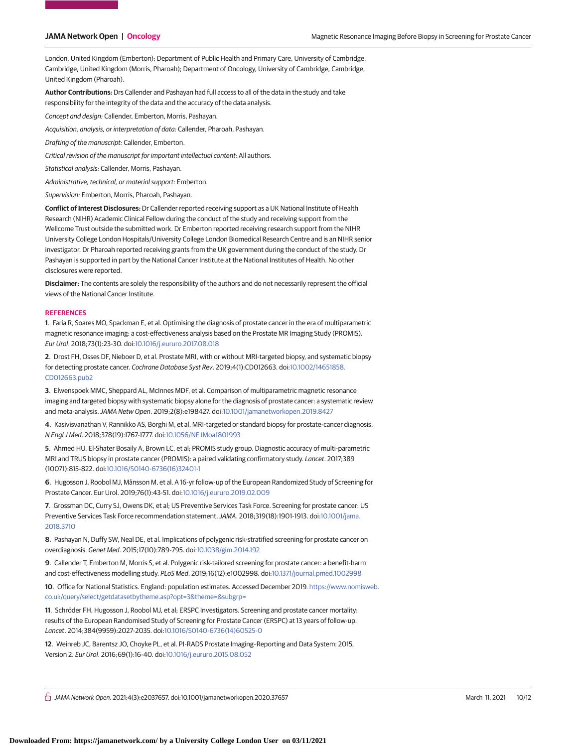London, United Kingdom (Emberton); Department of Public Health and Primary Care, University of Cambridge, Cambridge, United Kingdom (Morris, Pharoah); Department of Oncology, University of Cambridge, Cambridge, United Kingdom (Pharoah).

**Author Contributions:** Drs Callender and Pashayan had full access to all of the data in the study and take responsibility for the integrity of the data and the accuracy of the data analysis.

*Concept and design:* Callender, Emberton, Morris, Pashayan.

*Acquisition, analysis, or interpretation of data:* Callender, Pharoah, Pashayan.

*Drafting of the manuscript:* Callender, Emberton.

*Critical revision of the manuscript for important intellectual content:* All authors.

*Statistical analysis:* Callender, Morris, Pashayan.

*Administrative, technical, or material support:* Emberton.

*Supervision:* Emberton, Morris, Pharoah, Pashayan.

**Conflict of Interest Disclosures:** Dr Callender reported receiving support as a UK National Institute of Health Research (NIHR) Academic Clinical Fellow during the conduct of the study and receiving support from the Wellcome Trust outside the submitted work. Dr Emberton reported receiving research support from the NIHR University College London Hospitals/University College London Biomedical Research Centre and is an NIHR senior investigator. Dr Pharoah reported receiving grants from the UK government during the conduct of the study. Dr Pashayan is supported in part by the National Cancer Institute at the National Institutes of Health. No other disclosures were reported.

**Disclaimer:** The contents are solely the responsibility of the authors and do not necessarily represent the official views of the National Cancer Institute.

## REFERENCES

1. Faria R, Soares MO, Spackman E, et al. Optimising the diagnosis of prostate cancer in the era of multiparametric magnetic resonance imaging: a cost-effectiveness analysis based on the Prostate MR Imaging Study (PROMIS). *Eur Urol*. 2018;73(1):23-30. doi:10.1016/j.eururo.2017.08.018

2. Drost FH, Osses DF, Nieboer D, et al. Prostate MRI, with or without MRI-targeted biopsy, and systematic biopsy for detecting prostate cancer. *Cochrane Database Syst Rev*. 2019;4(1):CD012663. doi:10.1002/14651858.CD012663.pub2

3. Elwenspoek MMC, Sheppard AL, McInnes MDF, et al. Comparison of multiparametric magnetic resonance imaging and targeted biopsy with systematic biopsy alone for the diagnosis of prostate cancer: a systematic review and meta-analysis. *JAMA Netw Open*. 2019;2(8):e198427. doi:10.1001/jamanetworkopen.2019.8427

4. Kasivisvanathan V, Rannikko AS, Borghi M, et al. MRI-targeted or standard biopsy for prostate-cancer diagnosis. *N Engl J Med*. 2018;378(19):1767-1777. doi:10.1056/NEJMoa1801993

5. Ahmed HU, El-Shater Bosaily A, Brown LC, et al; PROMIS study group. Diagnostic accuracy of multi-parametric MRI and TRUS biopsy in prostate cancer (PROMIS): a paired validating confirmatory study. *Lancet*. 2017;389(10071):815-822. doi:10.1016/S0140-6736(16)32401-1

6. Hugosson J, Roobol MJ, Månsson M, et al. A 16-yr follow-up of the European Randomized Study of Screening for Prostate Cancer. Eur Urol. 2019;76(1):43-51. doi:10.1016/j.eururo.2019.02.009

7. Grossman DC, Curry SJ, Owens DK, et al; US Preventive Services Task Force. Screening for prostate cancer: US Preventive Services Task Force recommendation statement. *JAMA*. 2018;319(18):1901-1913. doi:10.1001/jama.2018.3710

8. Pashayan N, Duffy SW, Neal DE, et al. Implications of polygenic risk-stratified screening for prostate cancer on overdiagnosis. *Genet Med*. 2015;17(10):789-795. doi:10.1038/gim.2014.192

9. Callender T, Emberton M, Morris S, et al. Polygenic risk-tailored screening for prostate cancer: a benefit-harm and cost-effectiveness modelling study. *PLoS Med*. 2019;16(12):e1002998. doi:10.1371/journal.pmed.1002998

10. Office for National Statistics. England: population estimates. Accessed December 2019. https://www.nomisweb.co.uk/query/select/getdatasetbytheme.asp?opt=3&theme=&subgrp=

11. Schröder FH, Hugosson J, Roobol MJ, et al; ERSPC Investigators. Screening and prostate cancer mortality: results of the European Randomised Study of Screening for Prostate Cancer (ERSPC) at 13 years of follow-up. *Lancet*. 2014;384(9959):2027-2035. doi:10.1016/S0140-6736(14)60525-0

12. Weinreb JC, Barentsz JO, Choyke PL, et al. PI-RADS Prostate Imaging–Reporting and Data System: 2015, Version 2. *Eur Urol*. 2016;69(1):16-40. doi:10.1016/j.eururo.2015.08.052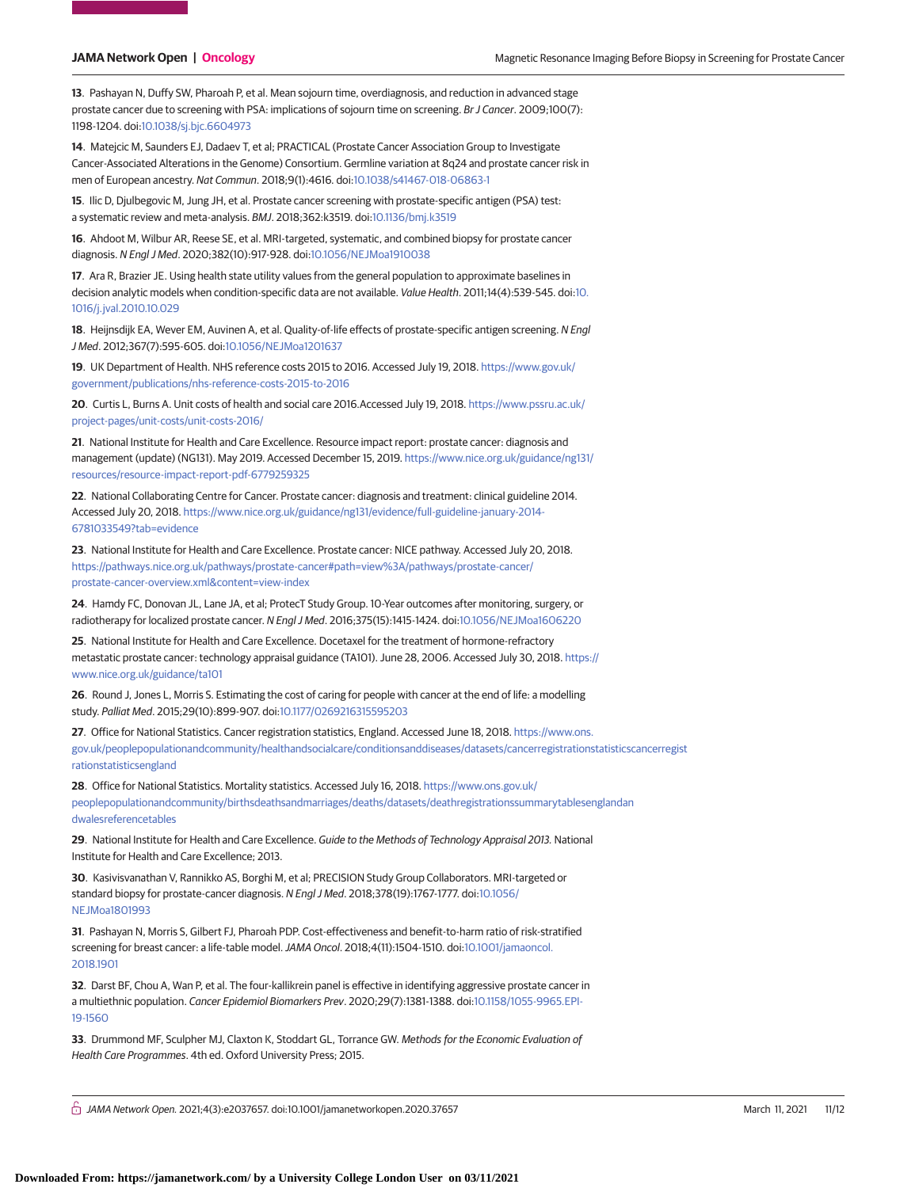13. Pashayan N, Duffy SW, Pharoah P, et al. Mean sojourn time, overdiagnosis, and reduction in advanced stage prostate cancer due to screening with PSA: implications of sojourn time on screening. *Br J Cancer*. 2009;100(7):1198-1204. doi:10.1038/sj.bjc.6604973

14. Matejcic M, Saunders EJ, Dadaev T, et al; PRACTICAL (Prostate Cancer Association Group to Investigate Cancer-Associated Alterations in the Genome) Consortium. Germline variation at 8q24 and prostate cancer risk in men of European ancestry. *Nat Commun*. 2018;9(1):4616. doi:10.1038/s41467-018-06863-1

15. Ilic D, Djulbegovic M, Jung JH, et al. Prostate cancer screening with prostate-specific antigen (PSA) test: a systematic review and meta-analysis. *BMJ*. 2018;362:k3519. doi:10.1136/bmj.k3519

16. Ahdoot M, Wilbur AR, Reese SE, et al. MRI-targeted, systematic, and combined biopsy for prostate cancer diagnosis. *N Engl J Med*. 2020;382(10):917-928. doi:10.1056/NEJMoa1910038

17. Ara R, Brazier JE. Using health state utility values from the general population to approximate baselines in decision analytic models when condition-specific data are not available. *Value Health*. 2011;14(4):539-545. doi:10.1016/j.jval.2010.10.029

18. Heijnsdijk EA, Wever EM, Auvinen A, et al. Quality-of-life effects of prostate-specific antigen screening. *N Engl J Med*. 2012;367(7):595-605. doi:10.1056/NEJMoa1201637

19. UK Department of Health. NHS reference costs 2015 to 2016. Accessed July 19, 2018. https://www.gov.uk/government/publications/nhs-reference-costs-2015-to-2016

20. Curtis L, Burns A. Unit costs of health and social care 2016.Accessed July 19, 2018. https://www.pssru.ac.uk/project-pages/unit-costs/unit-costs-2016/

21. National Institute for Health and Care Excellence. Resource impact report: prostate cancer: diagnosis and management (update) (NG131). May 2019. Accessed December 15, 2019. https://www.nice.org.uk/guidance/ng131/resources/resource-impact-report-pdf-6779259325

22. National Collaborating Centre for Cancer. Prostate cancer: diagnosis and treatment: clinical guideline 2014. Accessed July 20, 2018. https://www.nice.org.uk/guidance/ng131/evidence/full-guideline-january-2014-6781033549?tab=evidence

23. National Institute for Health and Care Excellence. Prostate cancer: NICE pathway. Accessed July 20, 2018. https://pathways.nice.org.uk/pathways/prostate-cancer#path=view%3A/pathways/prostate-cancer/prostate-cancer-overview.xml&content=view-index

24. Hamdy FC, Donovan JL, Lane JA, et al; ProtecT Study Group. 10-Year outcomes after monitoring, surgery, or radiotherapy for localized prostate cancer. *N Engl J Med*. 2016;375(15):1415-1424. doi:10.1056/NEJMoa1606220

25. National Institute for Health and Care Excellence. Docetaxel for the treatment of hormone-refractory metastatic prostate cancer: technology appraisal guidance (TA101). June 28, 2006. Accessed July 30, 2018. https://www.nice.org.uk/guidance/ta101

26. Round J, Jones L, Morris S. Estimating the cost of caring for people with cancer at the end of life: a modelling study. *Palliat Med*. 2015;29(10):899-907. doi:10.1177/0269216315595203

27. Office for National Statistics. Cancer registration statistics, England. Accessed June 18, 2018. https://www.ons.gov.uk/peoplepopulationandcommunity/healthandsocialcare/conditionsanddiseases/datasets/cancerregistrationstatisticscancerregistrationstatisticsengland

28. Office for National Statistics. Mortality statistics. Accessed July 16, 2018. https://www.ons.gov.uk/peoplepopulationandcommunity/birthsdeathsandmarriages/deaths/datasets/deathregistrationssummarytablesenglandandwalesreferencetables

29. National Institute for Health and Care Excellence. *Guide to the Methods of Technology Appraisal 2013*. National Institute for Health and Care Excellence; 2013.

30. Kasivisvanathan V, Rannikko AS, Borghi M, et al; PRECISION Study Group Collaborators. MRI-targeted or standard biopsy for prostate-cancer diagnosis. *N Engl J Med*. 2018;378(19):1767-1777. doi:10.1056/NEJMoa1801993

31. Pashayan N, Morris S, Gilbert FJ, Pharoah PDP. Cost-effectiveness and benefit-to-harm ratio of risk-stratified screening for breast cancer: a life-table model. *JAMA Oncol*. 2018;4(11):1504-1510. doi:10.1001/jamaoncol.2018.1901

32. Darst BF, Chou A, Wan P, et al. The four-kallikrein panel is effective in identifying aggressive prostate cancer in a multiethnic population. *Cancer Epidemiol Biomarkers Prev*. 2020;29(7):1381-1388. doi:10.1158/1055-9965.EPI-19-1560

33. Drummond MF, Sculpher MJ, Claxton K, Stoddart GL, Torrance GW. *Methods for the Economic Evaluation of Health Care Programmes*. 4th ed. Oxford University Press; 2015.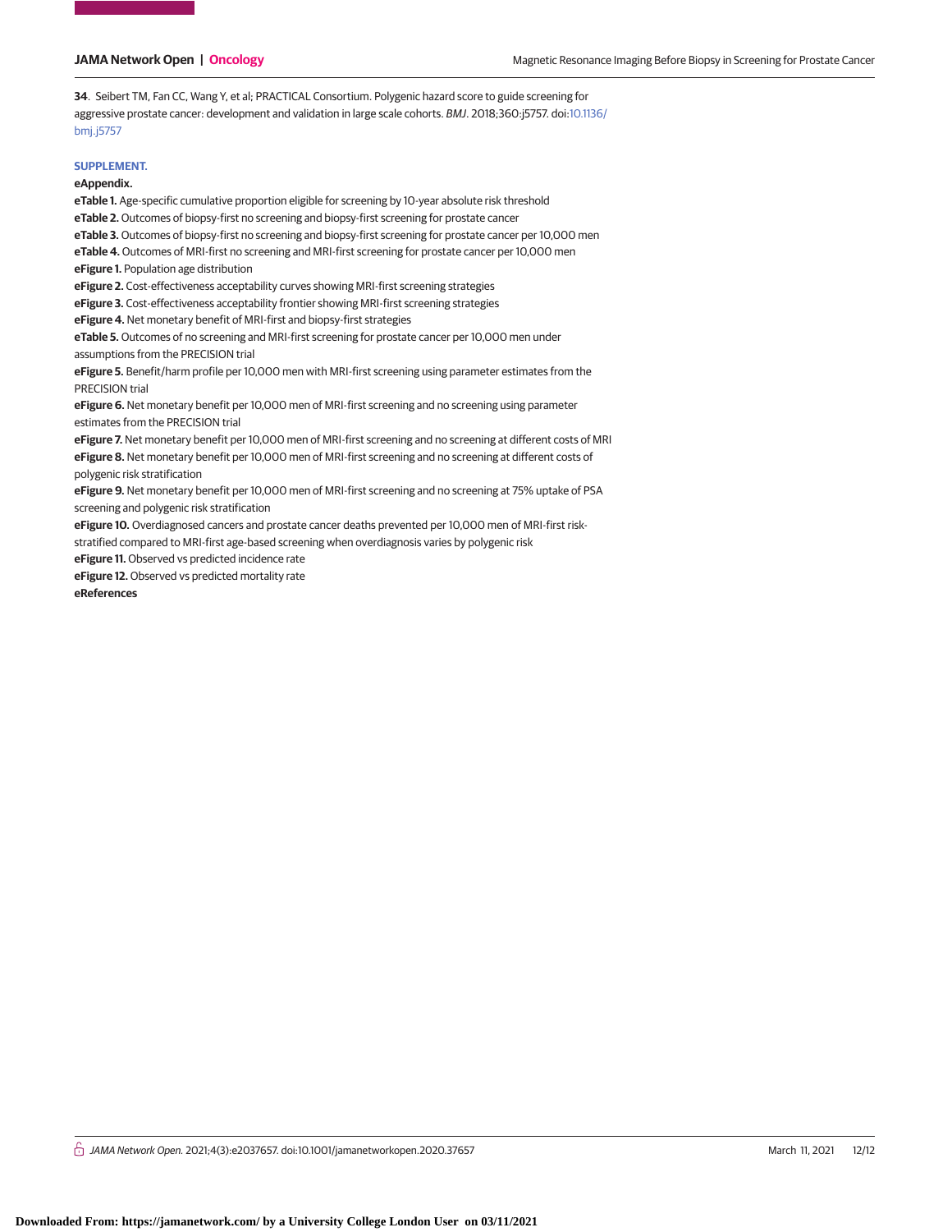34. Seibert TM, Fan CC, Wang Y, et al; PRACTICAL Consortium. Polygenic hazard score to guide screening for aggressive prostate cancer: development and validation in large scale cohorts. *BMJ*. 2018;360:j5757. doi:10.1136/bmj.j5757

**SUPPLEMENT.**

**eAppendix.**

**eTable 1.** Age-specific cumulative proportion eligible for screening by 10-year absolute risk threshold

**eTable 2.** Outcomes of biopsy-first no screening and biopsy-first screening for prostate cancer

**eTable 3.** Outcomes of biopsy-first no screening and biopsy-first screening for prostate cancer per 10,000 men

**eTable 4.** Outcomes of MRI-first no screening and MRI-first screening for prostate cancer per 10,000 men

**eFigure 1.** Population age distribution

**eFigure 2.** Cost-effectiveness acceptability curves showing MRI-first screening strategies

**eFigure 3.** Cost-effectiveness acceptability frontier showing MRI-first screening strategies

**eFigure 4.** Net monetary benefit of MRI-first and biopsy-first strategies

**eTable 5.** Outcomes of no screening and MRI-first screening for prostate cancer per 10,000 men under assumptions from the PRECISION trial

**eFigure 5.** Benefit/harm profile per 10,000 men with MRI-first screening using parameter estimates from the PRECISION trial

**eFigure 6.** Net monetary benefit per 10,000 men of MRI-first screening and no screening using parameter estimates from the PRECISION trial

**eFigure 7.** Net monetary benefit per 10,000 men of MRI-first screening and no screening at different costs of MRI

**eFigure 8.** Net monetary benefit per 10,000 men of MRI-first screening and no screening at different costs of polygenic risk stratification

**eFigure 9.** Net monetary benefit per 10,000 men of MRI-first screening and no screening at 75% uptake of PSA screening and polygenic risk stratification

**eFigure 10.** Overdiagnosed cancers and prostate cancer deaths prevented per 10,000 men of MRI-first risk-stratified compared to MRI-first age-based screening when overdiagnosis varies by polygenic risk

**eFigure 11.** Observed vs predicted incidence rate

**eFigure 12.** Observed vs predicted mortality rate

**eReferences**